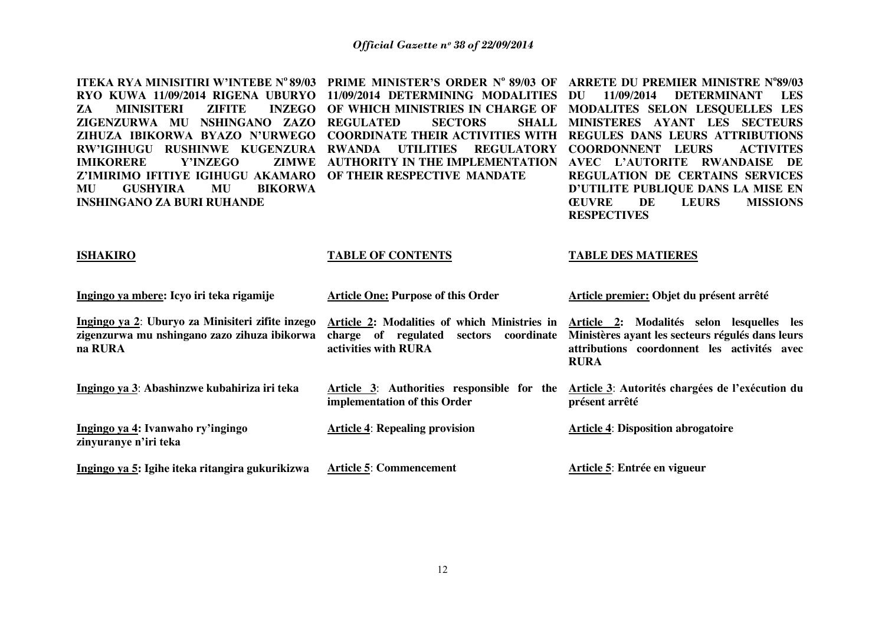**ITEKA RYA MINISITIRI W'INTEBE N° 89/03 RYO KUWA 11/09/2014 RIGENA UBURYO ZA MINISITERI ZIFITE INZEGO ZIGENZURWA MU NSHINGANO ZAZO ZIHUZA IBIKORWA BYAZO N'URWEGO RW'IGIHUGU RUSHINWE KUGENZURA IMIKORERE Y'INZEGO ZIMWE Z'IMIRIMO IFITIYE IGIHUGU AKAMARO MU GUSHYIRA MU BIKORWA INSHINGANO ZA BURI RUHANDE**

**PRIME MINISTER'S ORDER N° 89/03 OF 11/09/2014 DETERMINING MODALITIES OF WHICH MINISTRIES IN CHARGE OF REGULATED SECTORS SHALL COORDINATE THEIR ACTIVITIES WITH RWANDA UTILITIES REGULATORY AUTHORITY IN THE IMPLEMENTATION OF THEIR RESPECTIVE MANDATE**

**ARRETE DU PREMIER MINISTRE N°89/03 DU 11/09/2014 DETERMINANT LES MODALITES SELON LESQUELLES LES MINISTERES AYANT LES SECTEURS REGULES DANS LEURS ATTRIBUTIONS COORDONNENT LEURS ACTIVITES AVEC L'AUTORITE RWANDAISE DE REGULATION DE CERTAINS SERVICES D'UTILITE PUBLIQUE DANS LA MISE EN ŒUVRE DE LEURS MISSIONS RESPECTIVES**

**ISHAKIRO**

**Ingingo ya mbere: Icyo iri teka rigamije**

**Ingingo ya 2: Uburyo za Minisiteri zifite inzego zigenzurwa mu nshingano zazo zihuza ibikorwa na RURA**

**Ingingo ya 3: Abashinzwe kubahiriza iri teka**

**Ingingo ya 4: Ivanwaho ry'ingingo zinyuranye n'iri teka**

**Ingingo ya 5: Igihe iteka ritangira gukurikizwa**

**TABLE OF CONTENTS**

**Article One: Purpose of this Order**

**Article 2: Modalities of which Ministries in charge of regulated sectors coordinate activities with RURA**

**Article 3: Authorities responsible for the implementation of this Order**

**Article 4: Repealing provision**

**Article 5: Commencement**

**TABLE DES MATIERES**

**Article premier: Objet du présent arrêté**

**Article 2: Modalités selon lesquelles les Ministères ayant les secteurs régulés dans leurs attributions coordonnent les activités avec RURA**

**Article 3: Autorités chargées de l'exécution du présent arrêté**

**Article 4: Disposition abrogatoire**

**Article 5: Entrée en vigueur**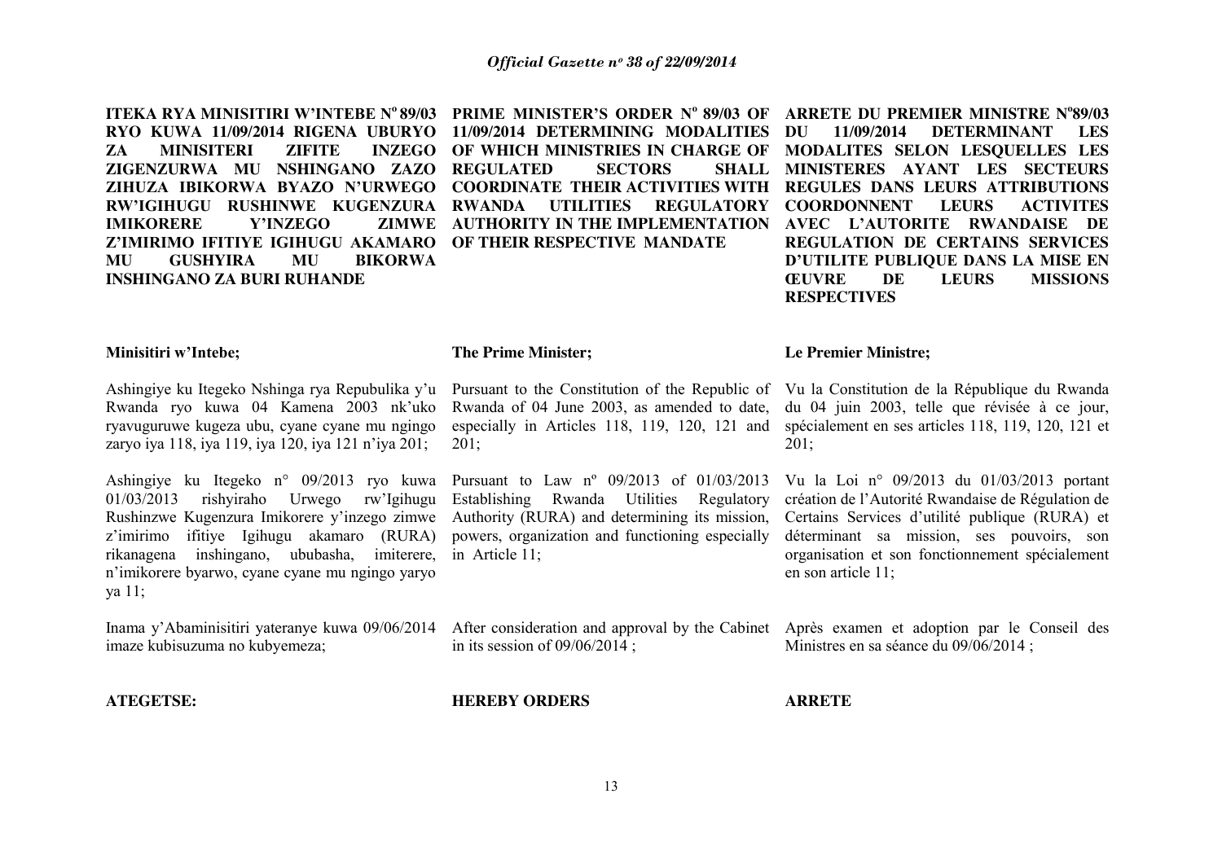**ITEKA RYA MINISITIRI W'INTEBE N° 89/03 RYO KUWA 11/09/2014 RIGENA UBURYO ZA MINISITERI ZIFITE INZEGO ZIGENZURWA MU NSHINGANO ZAZO ZIHUZA IBIKORWA BYAZO N'URWEGO RW'IGIHUGU RUSHINWE KUGENZURA IMIKORERE Y'INZEGO ZIMWE Z'IMIRIMO IFITIYE IGIHUGU AKAMARO MU GUSHYIRA MU BIKORWA INSHINGANO ZA BURI RUHANDE**

**Minisitiri w'Intebe;**

Ashingiye ku Itegeko Nshinga rya Repubulika y'u Rwanda ryo kuwa 04 Kamena 2003 nk'uko ryavuguruwe kugeza ubu, cyane cyane mu ngingo zaryo iya 118, iya 119, iya 120, iya 121 n'iya 201;

Ashingiye ku Itegeko n° 09/2013 ryo kuwa 01/03/2013 rishyiraho Urwego rw'Igihugu Rushinzwe Kugenzura Imikorere y'inzego zimwe z'imirimo ifitiye Igihugu akamaro (RURA) rikanagena inshingano, ububasha, imiterere, n'imikorere byarwo, cyane cyane mu ngingo yaryo ya 11;

Inama y'Abaminisitiri yateranye kuwa 09/06/2014 imaze kubisuzuma no kubyemeza;

**ATEGETSE:**

**PRIME MINISTER'S ORDER N° 89/03 OF 11/09/2014 DETERMINING MODALITIES OF WHICH MINISTRIES IN CHARGE OF REGULATED SECTORS SHALL COORDINATE THEIR ACTIVITIES WITH RWANDA UTILITIES REGULATORY AUTHORITY IN THE IMPLEMENTATION OF THEIR RESPECTIVE MANDATE**

**The Prime Minister;**

Pursuant to the Constitution of the Republic of Rwanda of 04 June 2003, as amended to date, especially in Articles 118, 119, 120, 121 and 201;

Pursuant to Law nº 09/2013 of 01/03/2013 Establishing Rwanda Utilities Regulatory Authority (RURA) and determining its mission, powers, organization and functioning especially in Article 11;

After consideration and approval by the Cabinet in its session of 09/06/2014 ;

**HEREBY ORDERS**

**ARRETE DU PREMIER MINISTRE N°89/03 DU 11/09/2014 DETERMINANT LES MODALITES SELON LESQUELLES LES MINISTERES AYANT LES SECTEURS REGULES DANS LEURS ATTRIBUTIONS COORDONNENT LEURS ACTIVITES AVEC L'AUTORITE RWANDAISE DE REGULATION DE CERTAINS SERVICES D'UTILITE PUBLIQUE DANS LA MISE EN ŒUVRE DE LEURS MISSIONS RESPECTIVES**

**Le Premier Ministre;**

Vu la Constitution de la République du Rwanda du 04 juin 2003, telle que révisée à ce jour, spécialement en ses articles 118, 119, 120, 121 et 201;

Vu la Loi n° 09/2013 du 01/03/2013 portant création de l'Autorité Rwandaise de Régulation de Certains Services d'utilité publique (RURA) et déterminant sa mission, ses pouvoirs, son organisation et son fonctionnement spécialement en son article 11;

Après examen et adoption par le Conseil des Ministres en sa séance du 09/06/2014 ;

**ARRETE**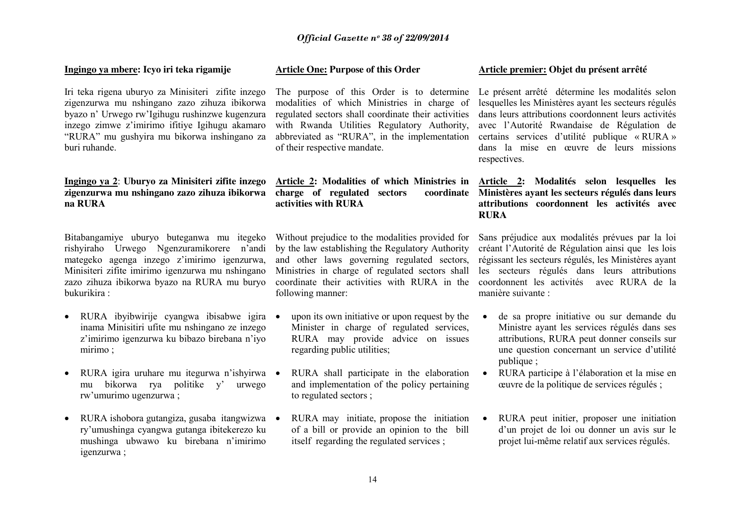**Ingingo ya mbere: Icyo iri teka rigamije**

Iri teka rigena uburyo za Minisiteri zifite inzego zigenzurwa mu nshingano zazo zihuza ibikorwa byazo n' Urwego rw'Igihugu rushinzwe kugenzura inzego zimwe z'imirimo ifitiye Igihugu akamaro "RURA" mu gushyira mu bikorwa inshingano za buri ruhande.

**Ingingo ya 2: Uburyo za Minisiteri zifite inzego zigenzurwa mu nshingano zazo zihuza ibikorwa na RURA**

Bitabangamiye uburyo buteganwa mu itegeko rishyiraho Urwego Ngenzuramikorere n'andi mategeko agenga inzego z'imirimo igenzurwa, Minisiteri zifite imirimo igenzurwa mu nshingano zazo zihuza ibikorwa byazo na RURA mu buryo bukurikira :

- RURA ibyibwirije cyangwa ibisabwe igira inama Minisitiri ufite mu nshingano ze inzego z'imirimo igenzurwa ku bibazo birebana n'iyo mirimo ;
- RURA igira uruhare mu itegurwa n'ishyirwa mu bikorwa rya politike y' urwego rw'umurimo ugenzurwa ;
- RURA ishobora gutangiza, gusaba itangwizwa ry'umushinga cyangwa gutanga ibitekerezo ku mushinga ubwawo ku birebana n'imirimo igenzurwa ;

**Article One: Purpose of this Order**

The purpose of this Order is to determine modalities of which Ministries in charge of regulated sectors shall coordinate their activities with Rwanda Utilities Regulatory Authority, abbreviated as "RURA", in the implementation of their respective mandate.

**Article 2: Modalities of which Ministries in charge of regulated sectors coordinate activities with RURA**

Without prejudice to the modalities provided for by the law establishing the Regulatory Authority and other laws governing regulated sectors, Ministries in charge of regulated sectors shall coordinate their activities with RURA in the following manner:

- upon its own initiative or upon request by the Minister in charge of regulated services, RURA may provide advice on issues regarding public utilities;
- RURA shall participate in the elaboration and implementation of the policy pertaining to regulated sectors ;
- RURA may initiate, propose the initiation of a bill or provide an opinion to the bill itself regarding the regulated services ;

**Article premier: Objet du présent arrêté**

Le présent arrêté détermine les modalités selon lesquelles les Ministères ayant les secteurs régulés dans leurs attributions coordonnent leurs activités avec l'Autorité Rwandaise de Régulation de certains services d'utilité publique « RURA » dans la mise en œuvre de leurs missions respectives.

**Article 2: Modalités selon lesquelles les Ministères ayant les secteurs régulés dans leurs attributions coordonnent les activités avec RURA**

Sans préjudice aux modalités prévues par la loi créant l'Autorité de Régulation ainsi que les lois régissant les secteurs régulés, les Ministères ayant les secteurs régulés dans leurs attributions coordonnent les activités avec RURA de la manière suivante :

- de sa propre initiative ou sur demande du Ministre ayant les services régulés dans ses attributions, RURA peut donner conseils sur une question concernant un service d'utilité publique ;
- RURA participe à l'élaboration et la mise en œuvre de la politique de services régulés ;
- RURA peut initier, proposer une initiation d'un projet de loi ou donner un avis sur le projet lui-même relatif aux services régulés.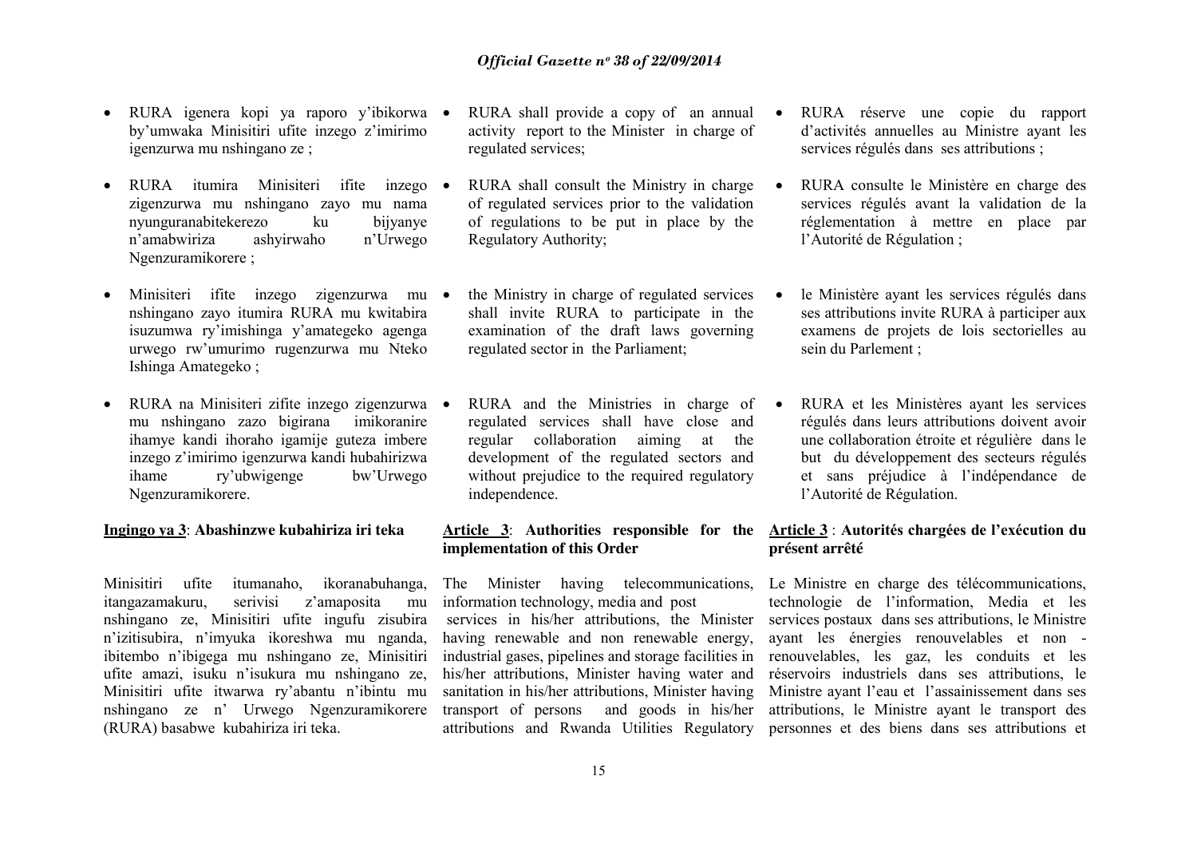- RURA igenera kopi ya raporo y'ibikorwa by'umwaka Minisitiri ufite inzego z'imirimo igenzurwa mu nshingano ze ;

- RURA itumira Minisiteri ifite inzego zigenzurwa mu nshingano zayo mu nama nyunguranabitekerezo ku bijyanye n'amabwiriza ashyirwaho n'Urwego Ngenzuramikorere ;

- Minisiteri ifite inzego zigenzurwa mu nshingano zayo itumira RURA mu kwitabira isuzumwa ry'imishinga y'amategeko agenga urwego rw'umurimo rugenzurwa mu Nteko Ishinga Amategeko ;

- RURA na Minisiteri zifite inzego zigenzurwa mu nshingano zazo bigirana imikoranire ihamye kandi ihoraho igamije guteza imbere inzego z'imirimo igenzurwa kandi hubahirizwa ihame ry'ubwigenge bw'Urwego Ngenzuramikorere.

**Ingingo ya 3**: **Abashinzwe kubahiriza iri teka**

Minisitiri ufite itumanaho, ikoranabuhanga, itangazamakuru, serivisi z'amaposita mu nshingano ze, Minisitiri ufite ingufu zisubira n'izitisubira, n'imyuka ikoreshwa mu nganda, ibitembo n'ibigega mu nshingano ze, Minisitiri ufite amazi, isuku n'isukura mu nshingano ze, Minisitiri ufite itwarwa ry'abantu n'ibintu mu nshingano ze n' Urwego Ngenzuramikorere (RURA) basabwe kubahiriza iri teka.

- RURA shall provide a copy of an annual activity report to the Minister in charge of regulated services;

- RURA shall consult the Ministry in charge of regulated services prior to the validation of regulations to be put in place by the Regulatory Authority;

- the Ministry in charge of regulated services shall invite RURA to participate in the examination of the draft laws governing regulated sector in the Parliament;

- RURA and the Ministries in charge of regulated services shall have close and regular collaboration aiming at the development of the regulated sectors and without prejudice to the required regulatory independence.

**Article 3**: **Authorities responsible for the implementation of this Order**

The Minister having telecommunications, information technology, media and post services in his/her attributions, the Minister having renewable and non renewable energy, industrial gases, pipelines and storage facilities in his/her attributions, Minister having water and sanitation in his/her attributions, Minister having transport of persons and goods in his/her attributions and Rwanda Utilities Regulatory

- RURA réserve une copie du rapport d'activités annuelles au Ministre ayant les services régulés dans ses attributions ;

- RURA consulte le Ministère en charge des services régulés avant la validation de la réglementation à mettre en place par l'Autorité de Régulation ;

- le Ministère ayant les services régulés dans ses attributions invite RURA à participer aux examens de projets de lois sectorielles au sein du Parlement ;

- RURA et les Ministères ayant les services régulés dans leurs attributions doivent avoir une collaboration étroite et régulière dans le but du développement des secteurs régulés et sans préjudice à l'indépendance de l'Autorité de Régulation.

**Article 3** : **Autorités chargées de l'exécution du présent arrêté**

Le Ministre en charge des télécommunications, technologie de l'information, Media et les services postaux dans ses attributions, le Ministre ayant les énergies renouvelables et non - renouvelables, les gaz, les conduits et les réservoirs industriels dans ses attributions, le Ministre ayant l'eau et l'assainissement dans ses attributions, le Ministre ayant le transport des personnes et des biens dans ses attributions et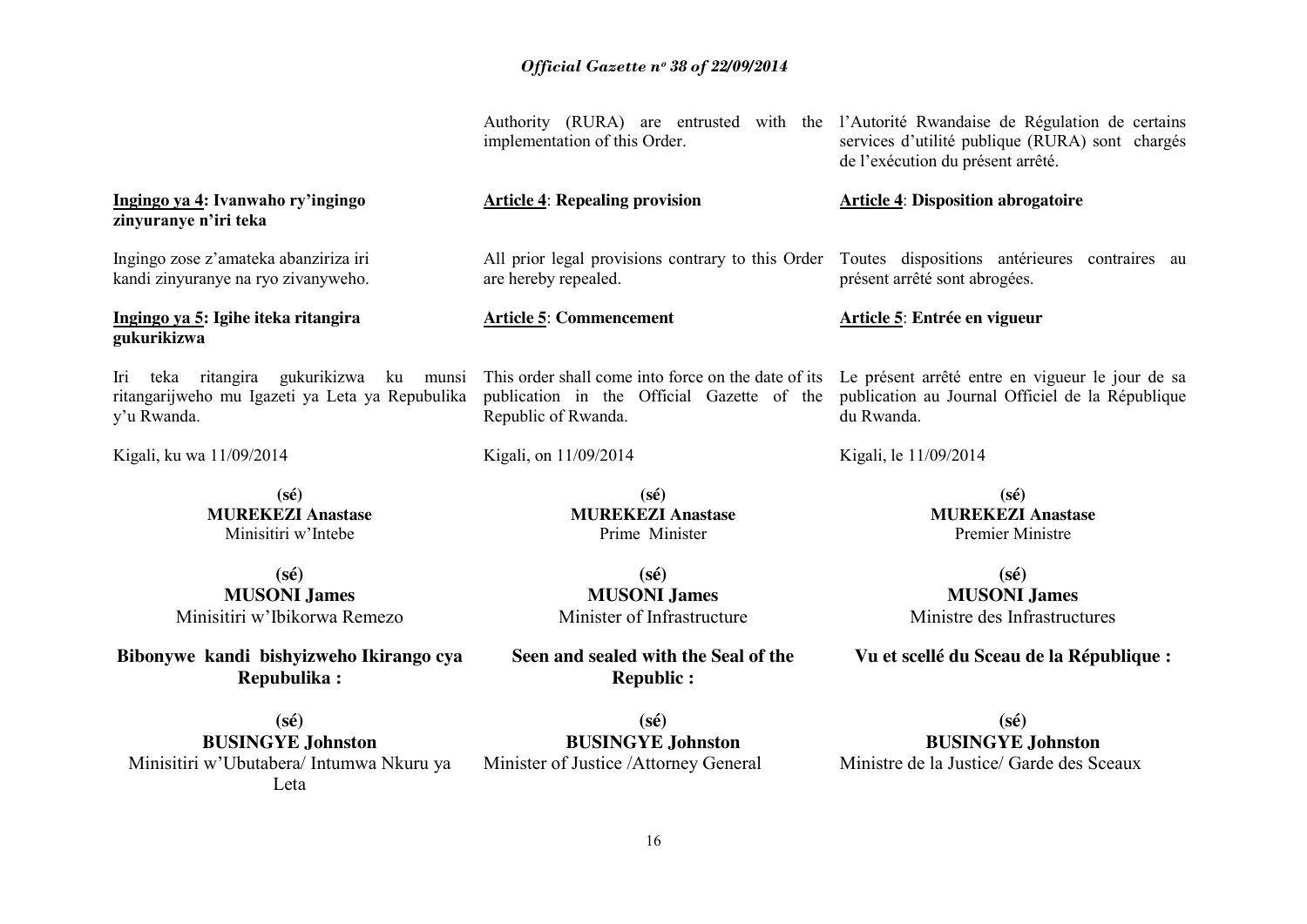Authority (RURA) are entrusted with the implementation of this Order.

l'Autorité Rwandaise de Régulation de certains services d'utilité publique (RURA) sont chargés de l'exécution du présent arrêté.

**Ingingo ya 4: Ivanwaho ry'ingingo zinyuranye n'iri teka**

Ingingo zose z'amateka abanziriza iri kandi zinyuranye na ryo zivanyweho.

**Ingingo ya 5: Igihe iteka ritangira gukurikizwa**

Iri teka ritangira gukurikizwa ku munsi ritangarijweho mu Igazeti ya Leta ya Repubulika y'u Rwanda.

Kigali, ku wa 11/09/2014

**(sé)**
**MUREKEZI Anastase**
Minisitiri w'Intebe

**(sé)**
**MUSONI James**
Minisitiri w'Ibikorwa Remezo

**Bibonywe kandi bishyizweho Ikirango cya Repubulika :**

**(sé)**
**BUSINGYE Johnston**
Minisitiri w'Ubutabera/ Intumwa Nkuru ya Leta

**Article 4: Repealing provision**

All prior legal provisions contrary to this Order are hereby repealed.

**Article 5: Commencement**

This order shall come into force on the date of its publication in the Official Gazette of the Republic of Rwanda.

Kigali, on 11/09/2014

**(sé)**
**MUREKEZI Anastase**
Prime Minister

**(sé)**
**MUSONI James**
Minister of Infrastructure

**Seen and sealed with the Seal of the Republic :**

**(sé)**
**BUSINGYE Johnston**
Minister of Justice /Attorney General

**Article 4: Disposition abrogatoire**

Toutes dispositions antérieures contraires au présent arrêté sont abrogées.

**Article 5: Entrée en vigueur**

Le présent arrêté entre en vigueur le jour de sa publication au Journal Officiel de la République du Rwanda.

Kigali, le 11/09/2014

**(sé)**
**MUREKEZI Anastase**
Premier Ministre

**(sé)**
**MUSONI James**
Ministre des Infrastructures

**Vu et scellé du Sceau de la République :**

**(sé)**
**BUSINGYE Johnston**
Ministre de la Justice/ Garde des Sceaux